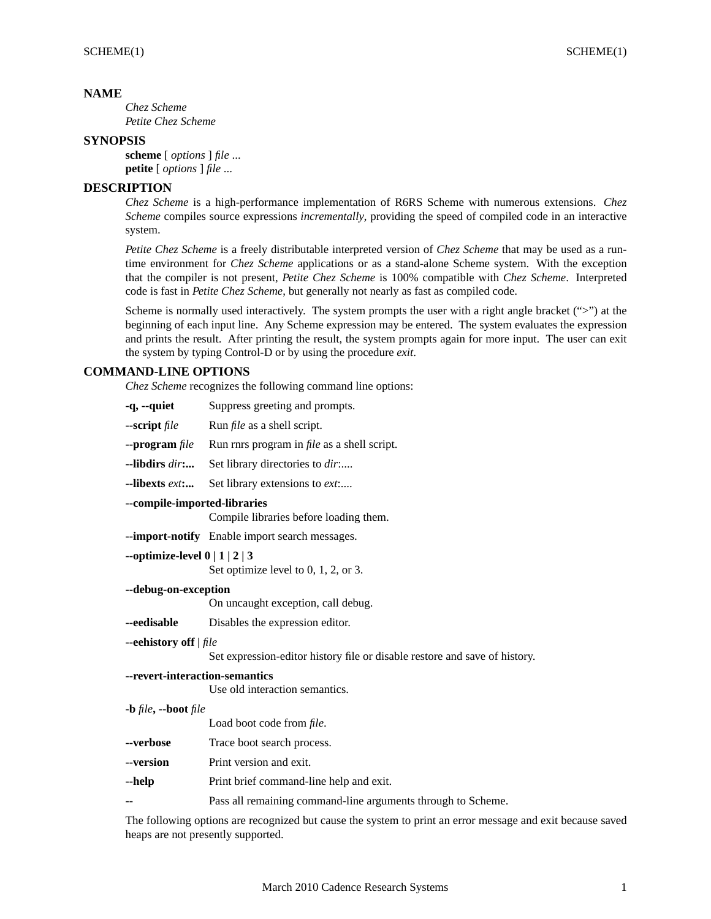## NAME

*Chez Scheme*
*Petite Chez Scheme*

## SYNOPSIS

**scheme** [ *options* ] *file* ...
**petite** [ *options* ] *file* ...

## DESCRIPTION

*Chez Scheme* is a high-performance implementation of R6RS Scheme with numerous extensions. *Chez Scheme* compiles source expressions *incrementally*, providing the speed of compiled code in an interactive system.

*Petite Chez Scheme* is a freely distributable interpreted version of *Chez Scheme* that may be used as a run-time environment for *Chez Scheme* applications or as a stand-alone Scheme system. With the exception that the compiler is not present, *Petite Chez Scheme* is 100% compatible with *Chez Scheme*. Interpreted code is fast in *Petite Chez Scheme,* but generally not nearly as fast as compiled code.

Scheme is normally used interactively. The system prompts the user with a right angle bracket (">") at the beginning of each input line. Any Scheme expression may be entered. The system evaluates the expression and prints the result. After printing the result, the system prompts again for more input. The user can exit the system by typing Control-D or by using the procedure *exit*.

## COMMAND-LINE OPTIONS

*Chez Scheme* recognizes the following command line options:

**-q, --quiet**
Suppress greeting and prompts.

**--script** *file*
Run *file* as a shell script.

**--program** *file*
Run rnrs program in *file* as a shell script.

**--libdirs** *dir***:...**
Set library directories to *dir*:....

**--libexts** *ext***:...**
Set library extensions to *ext*:....

**--compile-imported-libraries**
Compile libraries before loading them.

**--import-notify**
Enable import search messages.

**--optimize-level 0 | 1 | 2 | 3**
Set optimize level to 0, 1, 2, or 3.

**--debug-on-exception**
On uncaught exception, call debug.

**--eedisable**
Disables the expression editor.

**--eehistory off |** *file*
Set expression-editor history file or disable restore and save of history.

**--revert-interaction-semantics**
Use old interaction semantics.

**-b** *file***, --boot** *file*
Load boot code from *file*.

**--verbose**
Trace boot search process.

**--version**
Print version and exit.

**--help**
Print brief command-line help and exit.

**--**
Pass all remaining command-line arguments through to Scheme.

The following options are recognized but cause the system to print an error message and exit because saved heaps are not presently supported.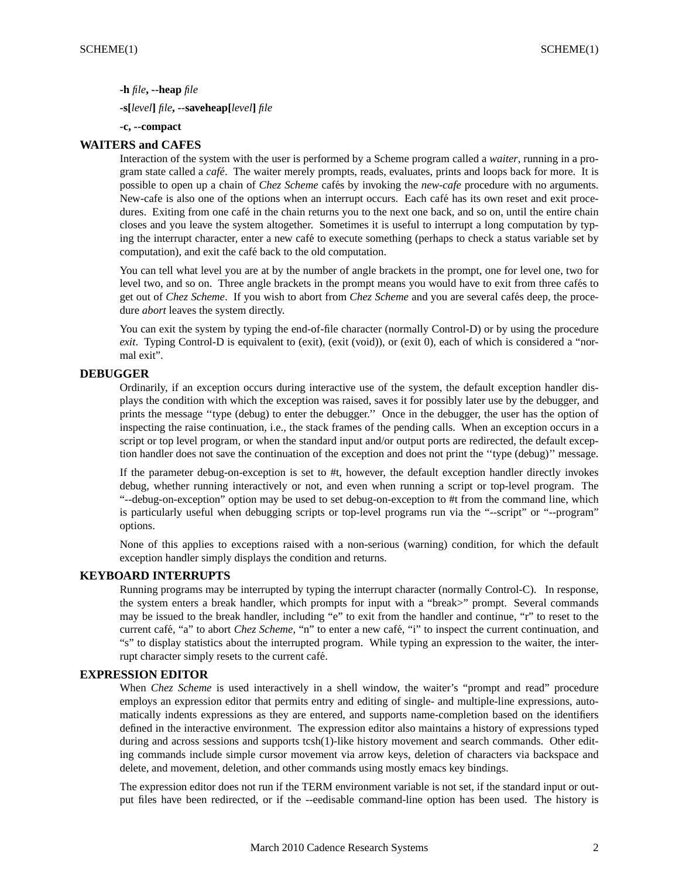**-h** *file*, **--heap** *file*

**-s[***level***]** *file*, **--saveheap[***level***]** *file*

**-c, --compact**

## WAITERS and CAFES

Interaction of the system with the user is performed by a Scheme program called a *waiter*, running in a program state called a *café*. The waiter merely prompts, reads, evaluates, prints and loops back for more. It is possible to open up a chain of *Chez Scheme* cafés by invoking the *new-cafe* procedure with no arguments. New-cafe is also one of the options when an interrupt occurs. Each café has its own reset and exit procedures. Exiting from one café in the chain returns you to the next one back, and so on, until the entire chain closes and you leave the system altogether. Sometimes it is useful to interrupt a long computation by typing the interrupt character, enter a new café to execute something (perhaps to check a status variable set by computation), and exit the café back to the old computation.

You can tell what level you are at by the number of angle brackets in the prompt, one for level one, two for level two, and so on. Three angle brackets in the prompt means you would have to exit from three cafés to get out of *Chez Scheme*. If you wish to abort from *Chez Scheme* and you are several cafés deep, the procedure *abort* leaves the system directly.

You can exit the system by typing the end-of-file character (normally Control-D) or by using the procedure *exit*. Typing Control-D is equivalent to (exit), (exit (void)), or (exit 0), each of which is considered a "normal exit".

## DEBUGGER

Ordinarily, if an exception occurs during interactive use of the system, the default exception handler displays the condition with which the exception was raised, saves it for possibly later use by the debugger, and prints the message ''type (debug) to enter the debugger.'' Once in the debugger, the user has the option of inspecting the raise continuation, i.e., the stack frames of the pending calls. When an exception occurs in a script or top level program, or when the standard input and/or output ports are redirected, the default exception handler does not save the continuation of the exception and does not print the ''type (debug)'' message.

If the parameter debug-on-exception is set to #t, however, the default exception handler directly invokes debug, whether running interactively or not, and even when running a script or top-level program. The "--debug-on-exception" option may be used to set debug-on-exception to #t from the command line, which is particularly useful when debugging scripts or top-level programs run via the "--script" or "--program" options.

None of this applies to exceptions raised with a non-serious (warning) condition, for which the default exception handler simply displays the condition and returns.

## KEYBOARD INTERRUPTS

Running programs may be interrupted by typing the interrupt character (normally Control-C). In response, the system enters a break handler, which prompts for input with a "break>" prompt. Several commands may be issued to the break handler, including "e" to exit from the handler and continue, "r" to reset to the current café, "a" to abort *Chez Scheme*, "n" to enter a new café, "i" to inspect the current continuation, and "s" to display statistics about the interrupted program. While typing an expression to the waiter, the interrupt character simply resets to the current café.

## EXPRESSION EDITOR

When *Chez Scheme* is used interactively in a shell window, the waiter's "prompt and read" procedure employs an expression editor that permits entry and editing of single- and multiple-line expressions, automatically indents expressions as they are entered, and supports name-completion based on the identifiers defined in the interactive environment. The expression editor also maintains a history of expressions typed during and across sessions and supports tcsh(1)-like history movement and search commands. Other editing commands include simple cursor movement via arrow keys, deletion of characters via backspace and delete, and movement, deletion, and other commands using mostly emacs key bindings.

The expression editor does not run if the TERM environment variable is not set, if the standard input or output files have been redirected, or if the --eedisable command-line option has been used. The history is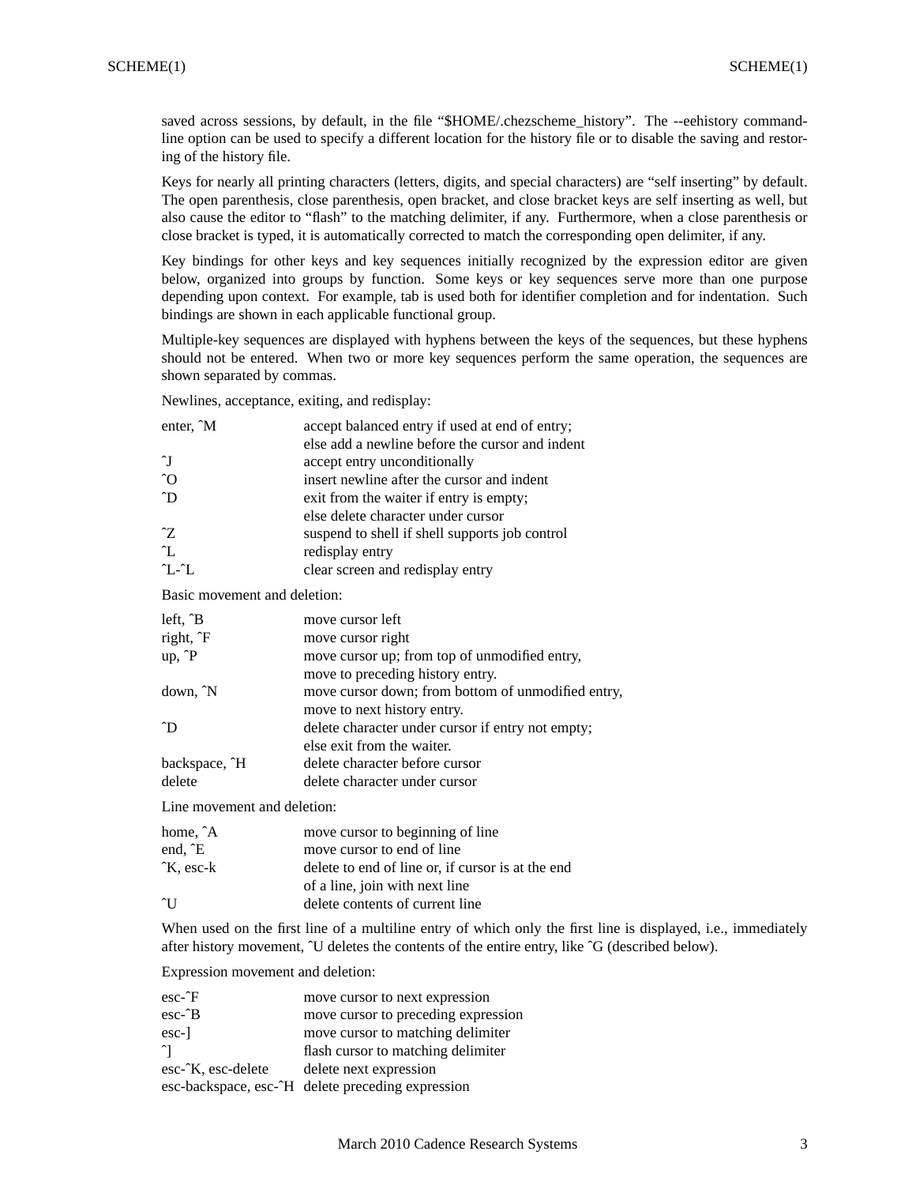saved across sessions, by default, in the file "$HOME/.chezscheme_history". The --eehistory command-line option can be used to specify a different location for the history file or to disable the saving and restoring of the history file.

Keys for nearly all printing characters (letters, digits, and special characters) are "self inserting" by default. The open parenthesis, close parenthesis, open bracket, and close bracket keys are self inserting as well, but also cause the editor to "flash" to the matching delimiter, if any. Furthermore, when a close parenthesis or close bracket is typed, it is automatically corrected to match the corresponding open delimiter, if any.

Key bindings for other keys and key sequences initially recognized by the expression editor are given below, organized into groups by function. Some keys or key sequences serve more than one purpose depending upon context. For example, tab is used both for identifier completion and for indentation. Such bindings are shown in each applicable functional group.

Multiple-key sequences are displayed with hyphens between the keys of the sequences, but these hyphens should not be entered. When two or more key sequences perform the same operation, the sequences are shown separated by commas.

Newlines, acceptance, exiting, and redisplay:

| | |
|---|---|
| enter, ^M | accept balanced entry if used at end of entry; else add a newline before the cursor and indent |
| ^J | accept entry unconditionally |
| ^O | insert newline after the cursor and indent |
| ^D | exit from the waiter if entry is empty; else delete character under cursor |
| ^Z | suspend to shell if shell supports job control |
| ^L | redisplay entry |
| ^L-^L | clear screen and redisplay entry |

Basic movement and deletion:

| | |
|---|---|
| left, ^B | move cursor left |
| right, ^F | move cursor right |
| up, ^P | move cursor up; from top of unmodified entry, move to preceding history entry. |
| down, ^N | move cursor down; from bottom of unmodified entry, move to next history entry. |
| ^D | delete character under cursor if entry not empty; else exit from the waiter. |
| backspace, ^H | delete character before cursor |
| delete | delete character under cursor |

Line movement and deletion:

| | |
|---|---|
| home, ^A | move cursor to beginning of line |
| end, ^E | move cursor to end of line |
| ^K, esc-k | delete to end of line or, if cursor is at the end of a line, join with next line |
| ^U | delete contents of current line |

When used on the first line of a multiline entry of which only the first line is displayed, i.e., immediately after history movement, ^U deletes the contents of the entire entry, like ^G (described below).

Expression movement and deletion:

| | |
|---|---|
| esc-^F | move cursor to next expression |
| esc-^B | move cursor to preceding expression |
| esc-] | move cursor to matching delimiter |
| ^] | flash cursor to matching delimiter |
| esc-^K, esc-delete | delete next expression |
| esc-backspace, esc-^H | delete preceding expression |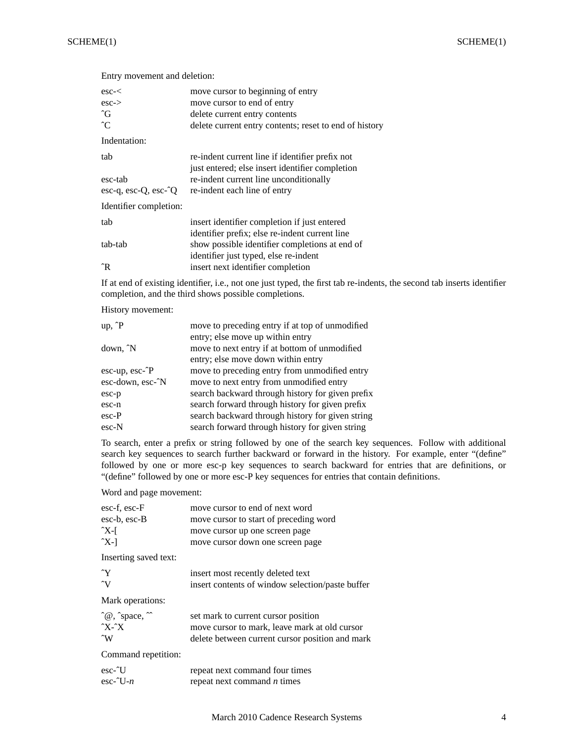Entry movement and deletion:

| | |
|---|---|
| esc-< | move cursor to beginning of entry |
| esc-> | move cursor to end of entry |
| ^G | delete current entry contents |
| ^C | delete current entry contents; reset to end of history |

Indentation:

| | |
|---|---|
| tab | re-indent current line if identifier prefix not just entered; else insert identifier completion |
| esc-tab | re-indent current line unconditionally |
| esc-q, esc-Q, esc-^Q | re-indent each line of entry |

Identifier completion:

| | |
|---|---|
| tab | insert identifier completion if just entered identifier prefix; else re-indent current line |
| tab-tab | show possible identifier completions at end of identifier just typed, else re-indent |
| ^R | insert next identifier completion |

If at end of existing identifier, i.e., not one just typed, the first tab re-indents, the second tab inserts identifier completion, and the third shows possible completions.

History movement:

| | |
|---|---|
| up, ^P | move to preceding entry if at top of unmodified entry; else move up within entry |
| down, ^N | move to next entry if at bottom of unmodified entry; else move down within entry |
| esc-up, esc-^P | move to preceding entry from unmodified entry |
| esc-down, esc-^N | move to next entry from unmodified entry |
| esc-p | search backward through history for given prefix |
| esc-n | search forward through history for given prefix |
| esc-P | search backward through history for given string |
| esc-N | search forward through history for given string |

To search, enter a prefix or string followed by one of the search key sequences. Follow with additional search key sequences to search further backward or forward in the history. For example, enter "(define" followed by one or more esc-p key sequences to search backward for entries that are definitions, or "(define" followed by one or more esc-P key sequences for entries that contain definitions.

Word and page movement:

| | |
|---|---|
| esc-f, esc-F | move cursor to end of next word |
| esc-b, esc-B | move cursor to start of preceding word |
| ^X-[ | move cursor up one screen page |
| ^X-] | move cursor down one screen page |

Inserting saved text:

| | |
|---|---|
| ^Y | insert most recently deleted text |
| ^V | insert contents of window selection/paste buffer |

Mark operations:

| | |
|---|---|
| ^@, ^space, ^^ | set mark to current cursor position |
| ^X-^X | move cursor to mark, leave mark at old cursor |
| ^W | delete between current cursor position and mark |

Command repetition:

| | |
|---|---|
| esc-^U | repeat next command four times |
| esc-^U-*n* | repeat next command *n* times |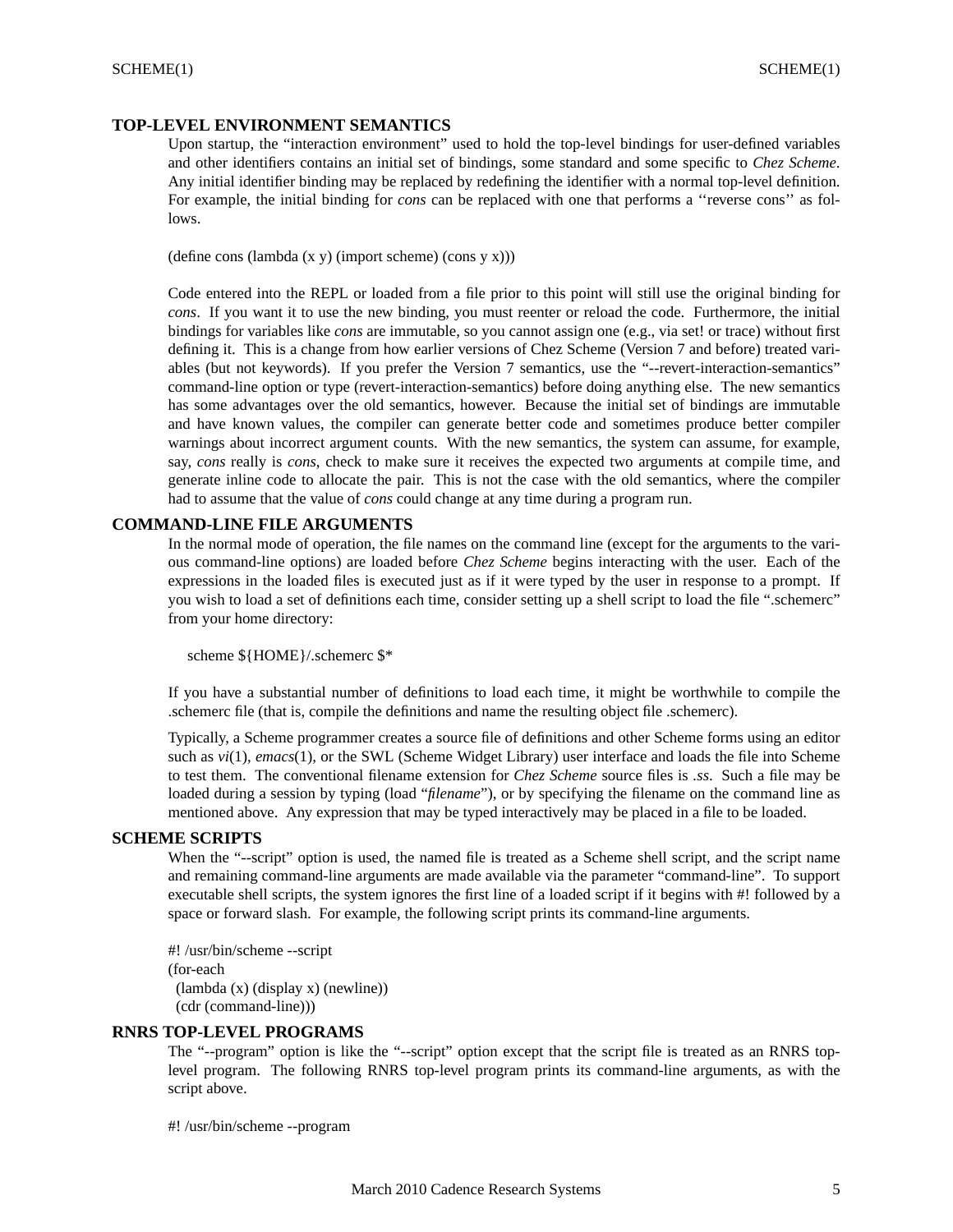## TOP-LEVEL ENVIRONMENT SEMANTICS

Upon startup, the "interaction environment" used to hold the top-level bindings for user-defined variables and other identifiers contains an initial set of bindings, some standard and some specific to *Chez Scheme*. Any initial identifier binding may be replaced by redefining the identifier with a normal top-level definition. For example, the initial binding for *cons* can be replaced with one that performs a ''reverse cons'' as follows.

```
(define cons (lambda (x y) (import scheme) (cons y x)))
```

Code entered into the REPL or loaded from a file prior to this point will still use the original binding for *cons*. If you want it to use the new binding, you must reenter or reload the code. Furthermore, the initial bindings for variables like *cons* are immutable, so you cannot assign one (e.g., via set! or trace) without first defining it. This is a change from how earlier versions of Chez Scheme (Version 7 and before) treated variables (but not keywords). If you prefer the Version 7 semantics, use the "--revert-interaction-semantics" command-line option or type (revert-interaction-semantics) before doing anything else. The new semantics has some advantages over the old semantics, however. Because the initial set of bindings are immutable and have known values, the compiler can generate better code and sometimes produce better compiler warnings about incorrect argument counts. With the new semantics, the system can assume, for example, say, *cons* really is *cons*, check to make sure it receives the expected two arguments at compile time, and generate inline code to allocate the pair. This is not the case with the old semantics, where the compiler had to assume that the value of *cons* could change at any time during a program run.

## COMMAND-LINE FILE ARGUMENTS

In the normal mode of operation, the file names on the command line (except for the arguments to the various command-line options) are loaded before *Chez Scheme* begins interacting with the user. Each of the expressions in the loaded files is executed just as if it were typed by the user in response to a prompt. If you wish to load a set of definitions each time, consider setting up a shell script to load the file ".schemerc" from your home directory:

```
scheme ${HOME}/.schemerc $*
```

If you have a substantial number of definitions to load each time, it might be worthwhile to compile the .schemerc file (that is, compile the definitions and name the resulting object file .schemerc).

Typically, a Scheme programmer creates a source file of definitions and other Scheme forms using an editor such as *vi*(1), *emacs*(1), or the SWL (Scheme Widget Library) user interface and loads the file into Scheme to test them. The conventional filename extension for *Chez Scheme* source files is *.ss*. Such a file may be loaded during a session by typing (load "*filename*"), or by specifying the filename on the command line as mentioned above. Any expression that may be typed interactively may be placed in a file to be loaded.

## SCHEME SCRIPTS

When the "--script" option is used, the named file is treated as a Scheme shell script, and the script name and remaining command-line arguments are made available via the parameter "command-line". To support executable shell scripts, the system ignores the first line of a loaded script if it begins with #! followed by a space or forward slash. For example, the following script prints its command-line arguments.

```
#! /usr/bin/scheme --script
(for-each
  (lambda (x) (display x) (newline))
  (cdr (command-line)))
```

## RNRS TOP-LEVEL PROGRAMS

The "--program" option is like the "--script" option except that the script file is treated as an RNRS top-level program. The following RNRS top-level program prints its command-line arguments, as with the script above.

```
#! /usr/bin/scheme --program
```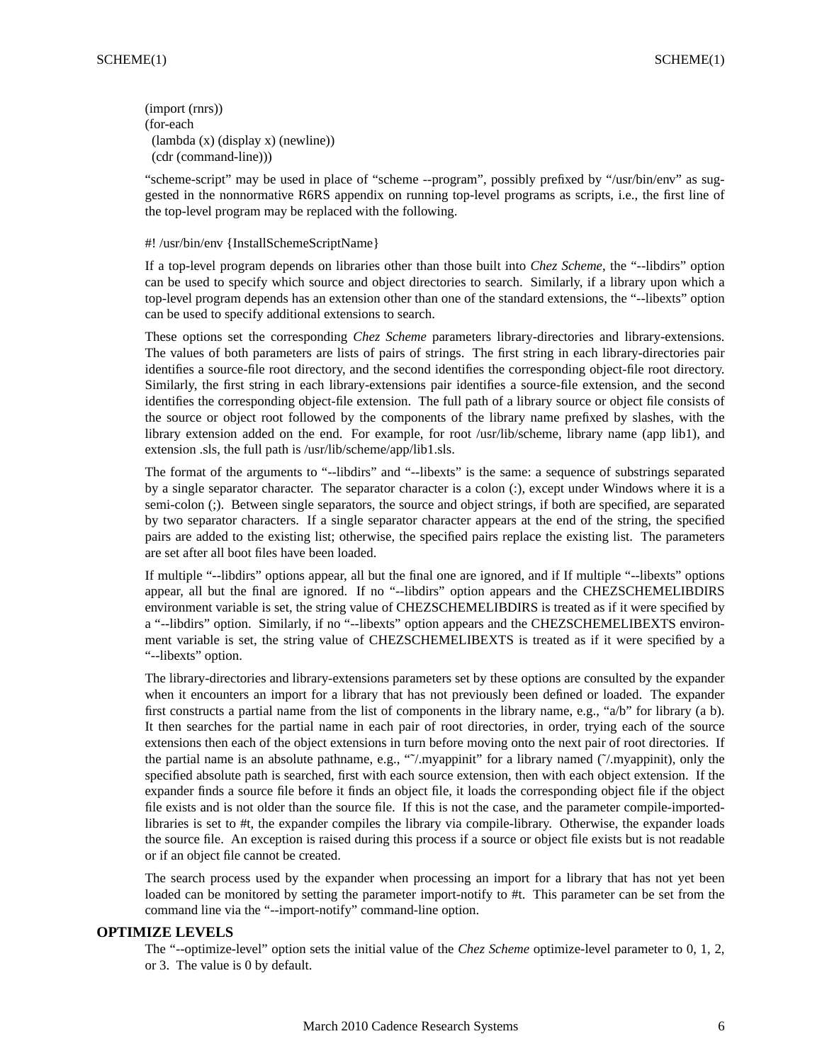```
(import (rnrs))
(for-each
  (lambda (x) (display x) (newline))
  (cdr (command-line)))
```

"scheme-script" may be used in place of "scheme --program", possibly prefixed by "/usr/bin/env" as suggested in the nonnormative R6RS appendix on running top-level programs as scripts, i.e., the first line of the top-level program may be replaced with the following.

```
#! /usr/bin/env {InstallSchemeScriptName}
```

If a top-level program depends on libraries other than those built into *Chez Scheme*, the "--libdirs" option can be used to specify which source and object directories to search. Similarly, if a library upon which a top-level program depends has an extension other than one of the standard extensions, the "--libexts" option can be used to specify additional extensions to search.

These options set the corresponding *Chez Scheme* parameters library-directories and library-extensions. The values of both parameters are lists of pairs of strings. The first string in each library-directories pair identifies a source-file root directory, and the second identifies the corresponding object-file root directory. Similarly, the first string in each library-extensions pair identifies a source-file extension, and the second identifies the corresponding object-file extension. The full path of a library source or object file consists of the source or object root followed by the components of the library name prefixed by slashes, with the library extension added on the end. For example, for root /usr/lib/scheme, library name (app lib1), and extension .sls, the full path is /usr/lib/scheme/app/lib1.sls.

The format of the arguments to "--libdirs" and "--libexts" is the same: a sequence of substrings separated by a single separator character. The separator character is a colon (:), except under Windows where it is a semi-colon (;). Between single separators, the source and object strings, if both are specified, are separated by two separator characters. If a single separator character appears at the end of the string, the specified pairs are added to the existing list; otherwise, the specified pairs replace the existing list. The parameters are set after all boot files have been loaded.

If multiple "--libdirs" options appear, all but the final one are ignored, and if If multiple "--libexts" options appear, all but the final are ignored. If no "--libdirs" option appears and the CHEZSCHEMELIBDIRS environment variable is set, the string value of CHEZSCHEMELIBDIRS is treated as if it were specified by a "--libdirs" option. Similarly, if no "--libexts" option appears and the CHEZSCHEMELIBEXTS environment variable is set, the string value of CHEZSCHEMELIBEXTS is treated as if it were specified by a "--libexts" option.

The library-directories and library-extensions parameters set by these options are consulted by the expander when it encounters an import for a library that has not previously been defined or loaded. The expander first constructs a partial name from the list of components in the library name, e.g., "a/b" for library (a b). It then searches for the partial name in each pair of root directories, in order, trying each of the source extensions then each of the object extensions in turn before moving onto the next pair of root directories. If the partial name is an absolute pathname, e.g., "~/.myappinit" for a library named (~/.myappinit), only the specified absolute path is searched, first with each source extension, then with each object extension. If the expander finds a source file before it finds an object file, it loads the corresponding object file if the object file exists and is not older than the source file. If this is not the case, and the parameter compile-imported-libraries is set to #t, the expander compiles the library via compile-library. Otherwise, the expander loads the source file. An exception is raised during this process if a source or object file exists but is not readable or if an object file cannot be created.

The search process used by the expander when processing an import for a library that has not yet been loaded can be monitored by setting the parameter import-notify to #t. This parameter can be set from the command line via the "--import-notify" command-line option.

## OPTIMIZE LEVELS

The "--optimize-level" option sets the initial value of the *Chez Scheme* optimize-level parameter to 0, 1, 2, or 3. The value is 0 by default.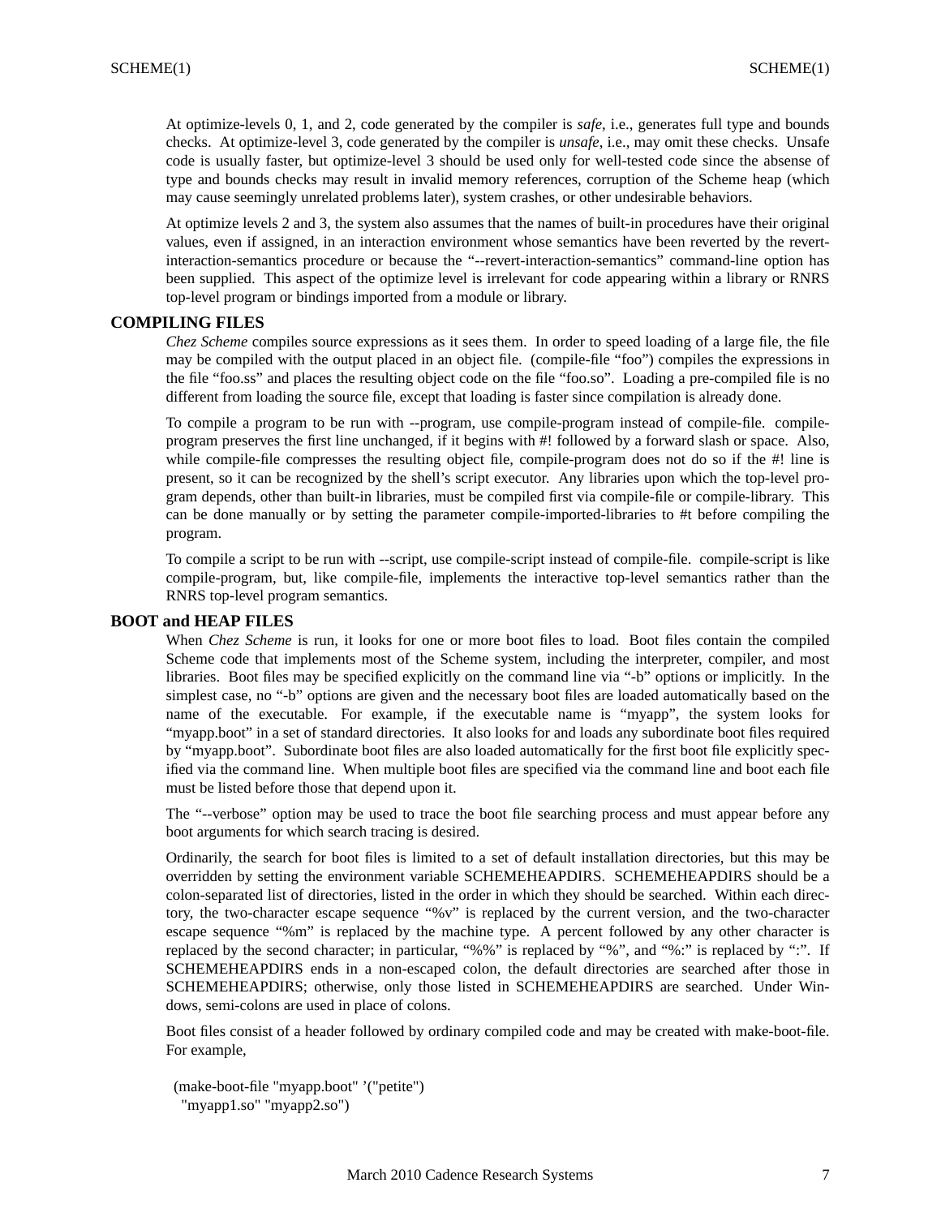At optimize-levels 0, 1, and 2, code generated by the compiler is *safe*, i.e., generates full type and bounds checks. At optimize-level 3, code generated by the compiler is *unsafe*, i.e., may omit these checks. Unsafe code is usually faster, but optimize-level 3 should be used only for well-tested code since the absense of type and bounds checks may result in invalid memory references, corruption of the Scheme heap (which may cause seemingly unrelated problems later), system crashes, or other undesirable behaviors.

At optimize levels 2 and 3, the system also assumes that the names of built-in procedures have their original values, even if assigned, in an interaction environment whose semantics have been reverted by the revert-interaction-semantics procedure or because the "--revert-interaction-semantics" command-line option has been supplied. This aspect of the optimize level is irrelevant for code appearing within a library or RNRS top-level program or bindings imported from a module or library.

## COMPILING FILES

*Chez Scheme* compiles source expressions as it sees them. In order to speed loading of a large file, the file may be compiled with the output placed in an object file. (compile-file "foo") compiles the expressions in the file "foo.ss" and places the resulting object code on the file "foo.so". Loading a pre-compiled file is no different from loading the source file, except that loading is faster since compilation is already done.

To compile a program to be run with --program, use compile-program instead of compile-file. compile-program preserves the first line unchanged, if it begins with #! followed by a forward slash or space. Also, while compile-file compresses the resulting object file, compile-program does not do so if the #! line is present, so it can be recognized by the shell's script executor. Any libraries upon which the top-level program depends, other than built-in libraries, must be compiled first via compile-file or compile-library. This can be done manually or by setting the parameter compile-imported-libraries to #t before compiling the program.

To compile a script to be run with --script, use compile-script instead of compile-file. compile-script is like compile-program, but, like compile-file, implements the interactive top-level semantics rather than the RNRS top-level program semantics.

## BOOT and HEAP FILES

When *Chez Scheme* is run, it looks for one or more boot files to load. Boot files contain the compiled Scheme code that implements most of the Scheme system, including the interpreter, compiler, and most libraries. Boot files may be specified explicitly on the command line via "-b" options or implicitly. In the simplest case, no "-b" options are given and the necessary boot files are loaded automatically based on the name of the executable. For example, if the executable name is "myapp", the system looks for "myapp.boot" in a set of standard directories. It also looks for and loads any subordinate boot files required by "myapp.boot". Subordinate boot files are also loaded automatically for the first boot file explicitly specified via the command line. When multiple boot files are specified via the command line and boot each file must be listed before those that depend upon it.

The "--verbose" option may be used to trace the boot file searching process and must appear before any boot arguments for which search tracing is desired.

Ordinarily, the search for boot files is limited to a set of default installation directories, but this may be overridden by setting the environment variable SCHEMEHEAPDIRS. SCHEMEHEAPDIRS should be a colon-separated list of directories, listed in the order in which they should be searched. Within each directory, the two-character escape sequence "%v" is replaced by the current version, and the two-character escape sequence "%m" is replaced by the machine type. A percent followed by any other character is replaced by the second character; in particular, "%%" is replaced by "%", and "%:" is replaced by ":". If SCHEMEHEAPDIRS ends in a non-escaped colon, the default directories are searched after those in SCHEMEHEAPDIRS; otherwise, only those listed in SCHEMEHEAPDIRS are searched. Under Windows, semi-colons are used in place of colons.

Boot files consist of a header followed by ordinary compiled code and may be created with make-boot-file. For example,

```
(make-boot-file "myapp.boot" '("petite")
  "myapp1.so" "myapp2.so")
```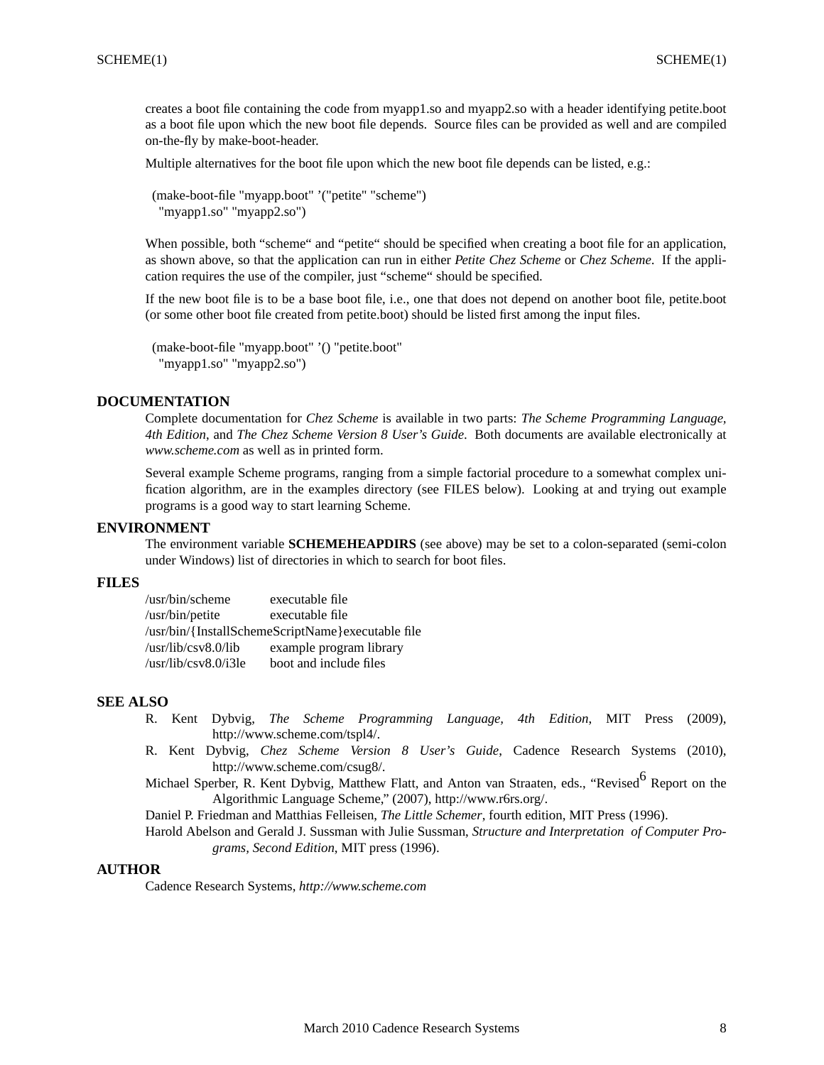creates a boot file containing the code from myapp1.so and myapp2.so with a header identifying petite.boot as a boot file upon which the new boot file depends. Source files can be provided as well and are compiled on-the-fly by make-boot-header.

Multiple alternatives for the boot file upon which the new boot file depends can be listed, e.g.:

```
(make-boot-file "myapp.boot" '("petite" "scheme")
  "myapp1.so" "myapp2.so")
```

When possible, both "scheme" and "petite" should be specified when creating a boot file for an application, as shown above, so that the application can run in either *Petite Chez Scheme* or *Chez Scheme*. If the application requires the use of the compiler, just "scheme" should be specified.

If the new boot file is to be a base boot file, i.e., one that does not depend on another boot file, petite.boot (or some other boot file created from petite.boot) should be listed first among the input files.

```
(make-boot-file "myapp.boot" '() "petite.boot"
  "myapp1.so" "myapp2.so")
```

## DOCUMENTATION

Complete documentation for *Chez Scheme* is available in two parts: *The Scheme Programming Language, 4th Edition*, and *The Chez Scheme Version 8 User's Guide*. Both documents are available electronically at *www.scheme.com* as well as in printed form.

Several example Scheme programs, ranging from a simple factorial procedure to a somewhat complex unification algorithm, are in the examples directory (see FILES below). Looking at and trying out example programs is a good way to start learning Scheme.

## ENVIRONMENT

The environment variable **SCHEMEHEAPDIRS** (see above) may be set to a colon-separated (semi-colon under Windows) list of directories in which to search for boot files.

## FILES

| | |
|---|---|
| /usr/bin/scheme | executable file |
| /usr/bin/petite | executable file |
| /usr/bin/{InstallSchemeScriptName} | executable file |
| /usr/lib/csv8.0/lib | example program library |
| /usr/lib/csv8.0/i3le | boot and include files |

## SEE ALSO

R. Kent Dybvig, *The Scheme Programming Language, 4th Edition*, MIT Press (2009), http://www.scheme.com/tspl4/.

R. Kent Dybvig, *Chez Scheme Version 8 User's Guide*, Cadence Research Systems (2010), http://www.scheme.com/csug8/.

Michael Sperber, R. Kent Dybvig, Matthew Flatt, and Anton van Straaten, eds., "Revised$^6$ Report on the Algorithmic Language Scheme," (2007), http://www.r6rs.org/.

Daniel P. Friedman and Matthias Felleisen, *The Little Schemer*, fourth edition, MIT Press (1996).

Harold Abelson and Gerald J. Sussman with Julie Sussman, *Structure and Interpretation of Computer Programs, Second Edition*, MIT press (1996).

## AUTHOR

Cadence Research Systems, *http://www.scheme.com*